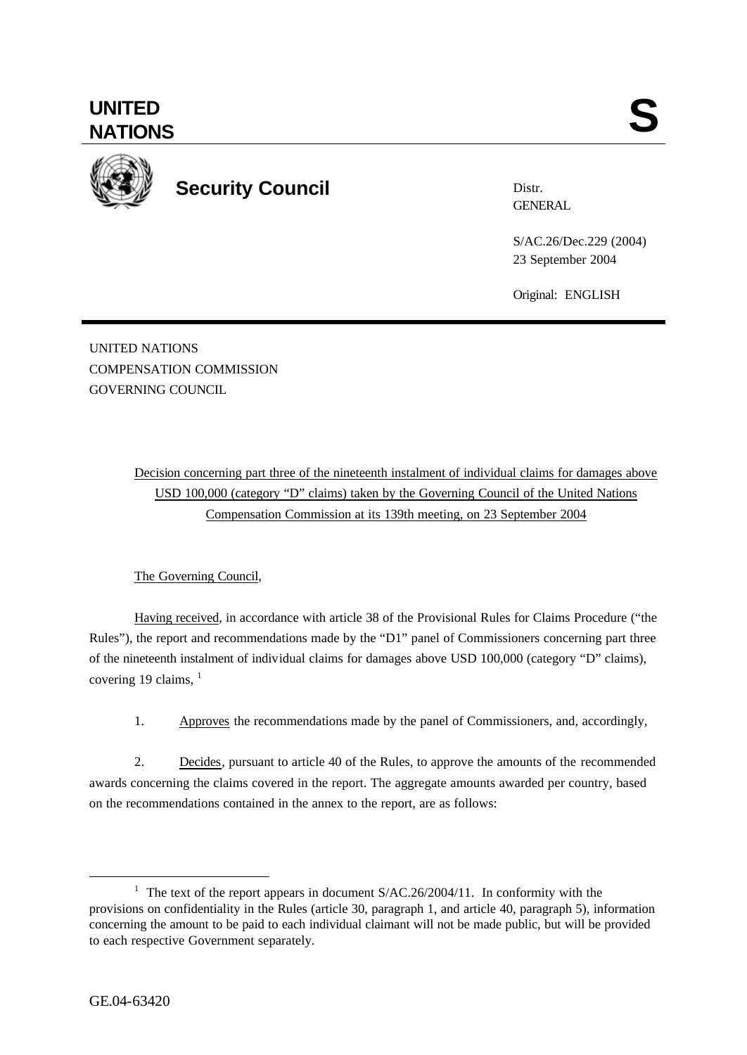**UNITED NATIONS** **S**

**Security Council**

Distr.
GENERAL

S/AC.26/Dec.229 (2004)
23 September 2004

Original: ENGLISH

UNITED NATIONS
COMPENSATION COMMISSION
GOVERNING COUNCIL

Decision concerning part three of the nineteenth instalment of individual claims for damages above USD 100,000 (category "D" claims) taken by the Governing Council of the United Nations Compensation Commission at its 139th meeting, on 23 September 2004

The Governing Council,

Having received, in accordance with article 38 of the Provisional Rules for Claims Procedure ("the Rules"), the report and recommendations made by the "D1" panel of Commissioners concerning part three of the nineteenth instalment of individual claims for damages above USD 100,000 (category "D" claims), covering 19 claims, [1]

1. Approves the recommendations made by the panel of Commissioners, and, accordingly,

2. Decides, pursuant to article 40 of the Rules, to approve the amounts of the recommended awards concerning the claims covered in the report. The aggregate amounts awarded per country, based on the recommendations contained in the annex to the report, are as follows:

---

[1] The text of the report appears in document S/AC.26/2004/11. In conformity with the provisions on confidentiality in the Rules (article 30, paragraph 1, and article 40, paragraph 5), information concerning the amount to be paid to each individual claimant will not be made public, but will be provided to each respective Government separately.

GE.04-63420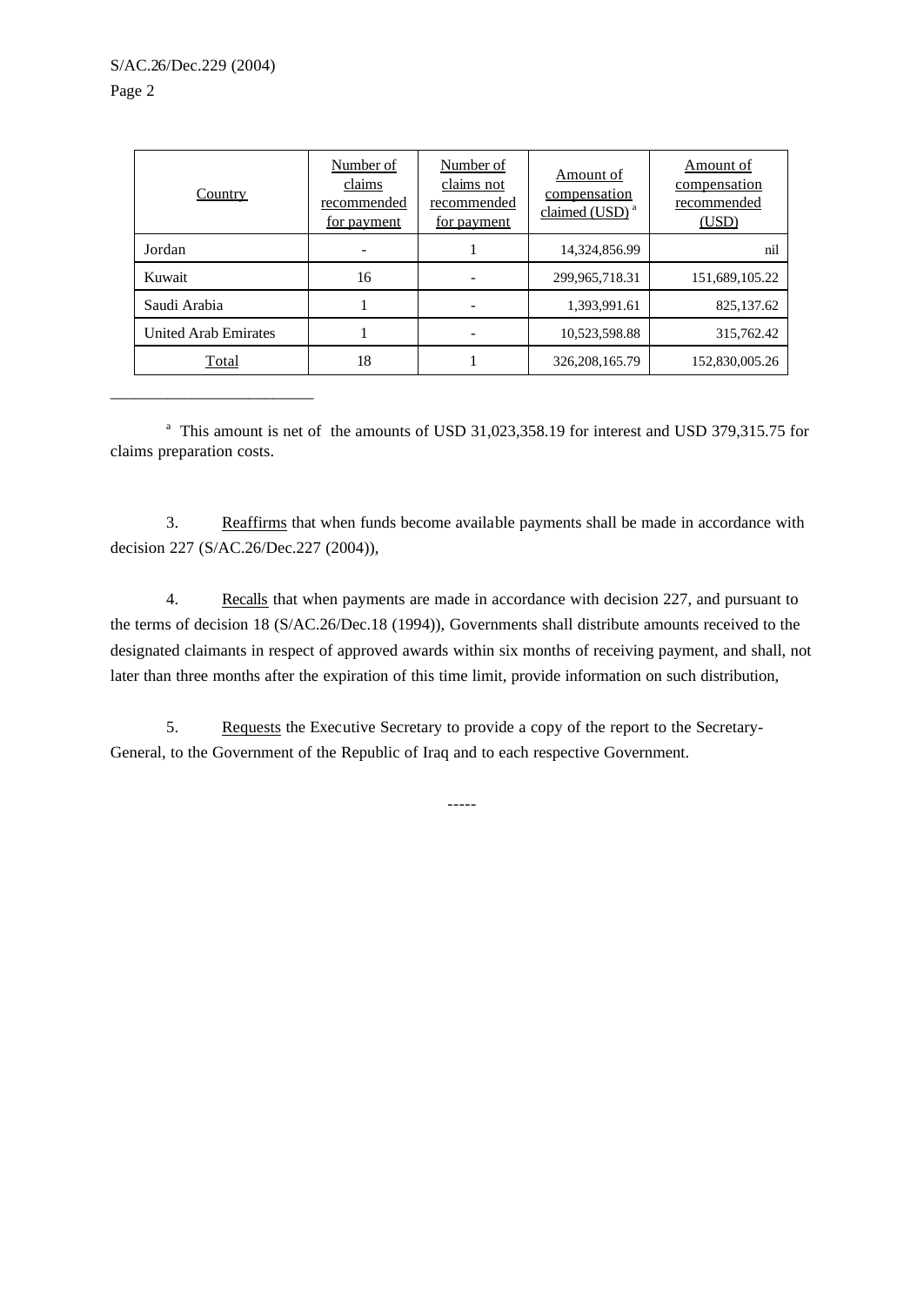| Country | Number of claims recommended for payment | Number of claims not recommended for payment | Amount of compensation claimed (USD) [a] | Amount of compensation recommended (USD) |
|---|---|---|---|---|
| Jordan | - | 1 | 14,324,856.99 | nil |
| Kuwait | 16 | - | 299,965,718.31 | 151,689,105.22 |
| Saudi Arabia | 1 | - | 1,393,991.61 | 825,137.62 |
| United Arab Emirates | 1 | - | 10,523,598.88 | 315,762.42 |
| Total | 18 | 1 | 326,208,165.79 | 152,830,005.26 |

---

[a] This amount is net of the amounts of USD 31,023,358.19 for interest and USD 379,315.75 for claims preparation costs.

3. Reaffirms that when funds become available payments shall be made in accordance with decision 227 (S/AC.26/Dec.227 (2004)),

4. Recalls that when payments are made in accordance with decision 227, and pursuant to the terms of decision 18 (S/AC.26/Dec.18 (1994)), Governments shall distribute amounts received to the designated claimants in respect of approved awards within six months of receiving payment, and shall, not later than three months after the expiration of this time limit, provide information on such distribution,

5. Requests the Executive Secretary to provide a copy of the report to the Secretary-General, to the Government of the Republic of Iraq and to each respective Government.

-----